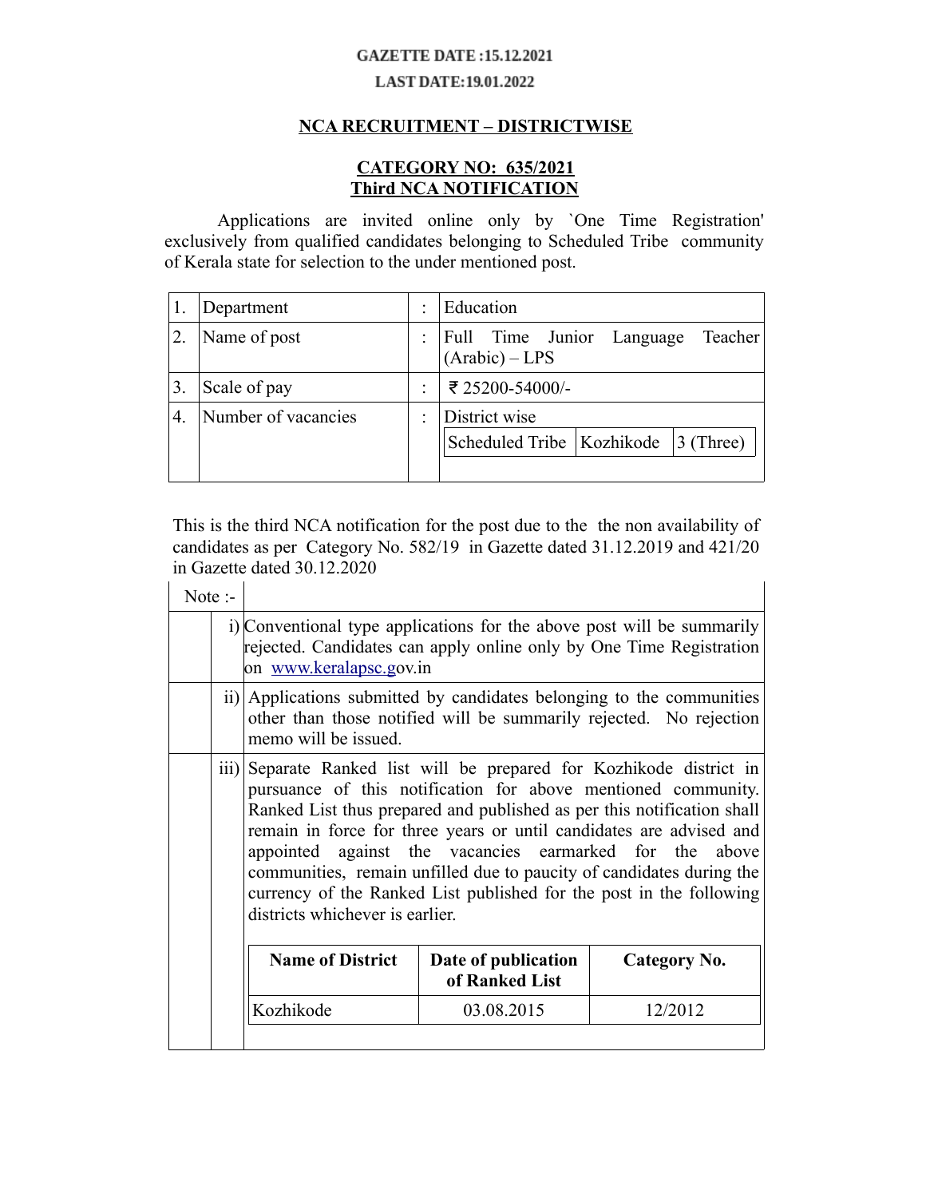**GAZETTE DATE :15.12.2021**

**LAST DATE:19.01.2022**

## NCA RECRUITMENT – DISTRICTWISE

## CATEGORY NO: 635/2021
## Third NCA NOTIFICATION

Applications are invited online only by `One Time Registration' exclusively from qualified candidates belonging to Scheduled Tribe community of Kerala state for selection to the under mentioned post.

| | | | |
|---|---|---|---|
| 1. | Department | : | Education |
| 2. | Name of post | : | Full Time Junior Language Teacher (Arabic) – LPS |
| 3. | Scale of pay | : | ₹ 25200-54000/- |
| 4. | Number of vacancies | : | District wise<br>Scheduled Tribe \| Kozhikode \| 3 (Three) |

This is the third NCA notification for the post due to the the non availability of candidates as per Category No. 582/19 in Gazette dated 31.12.2019 and 421/20 in Gazette dated 30.12.2020

Note :-

i) Conventional type applications for the above post will be summarily rejected. Candidates can apply online only by One Time Registration on www.keralapsc.gov.in

ii) Applications submitted by candidates belonging to the communities other than those notified will be summarily rejected. No rejection memo will be issued.

iii) Separate Ranked list will be prepared for Kozhikode district in pursuance of this notification for above mentioned community. Ranked List thus prepared and published as per this notification shall remain in force for three years or until candidates are advised and appointed against the vacancies earmarked for the above communities, remain unfilled due to paucity of candidates during the currency of the Ranked List published for the post in the following districts whichever is earlier.

| Name of District | Date of publication of Ranked List | Category No. |
|---|---|---|
| Kozhikode | 03.08.2015 | 12/2012 |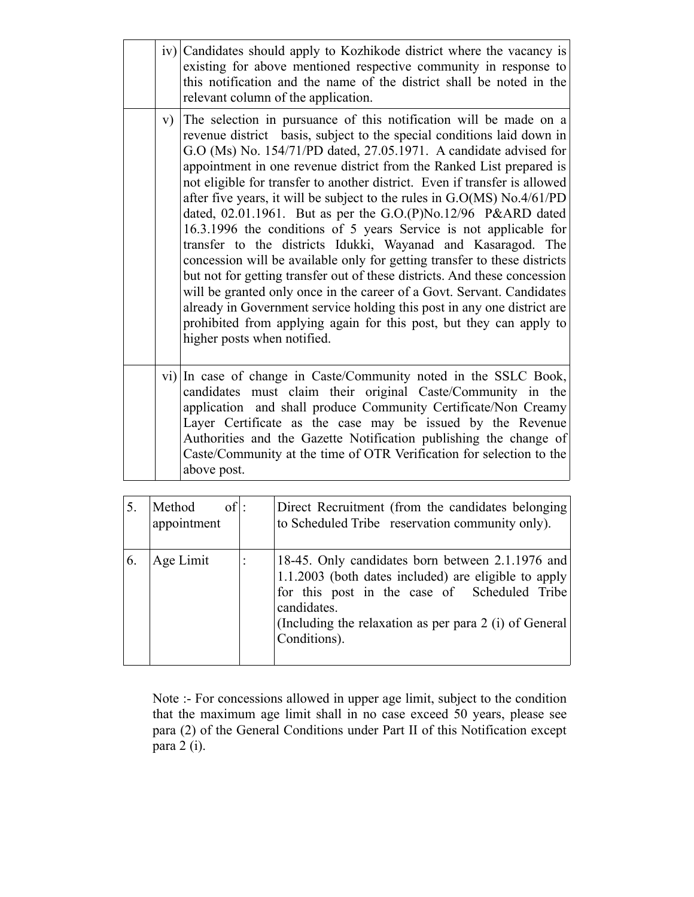| | | |
|---|---|---|
| | iv) | Candidates should apply to Kozhikode district where the vacancy is existing for above mentioned respective community in response to this notification and the name of the district shall be noted in the relevant column of the application. |
| | v) | The selection in pursuance of this notification will be made on a revenue district basis, subject to the special conditions laid down in G.O (Ms) No. 154/71/PD dated, 27.05.1971. A candidate advised for appointment in one revenue district from the Ranked List prepared is not eligible for transfer to another district. Even if transfer is allowed after five years, it will be subject to the rules in G.O(MS) No.4/61/PD dated, 02.01.1961. But as per the G.O.(P)No.12/96 P&ARD dated 16.3.1996 the conditions of 5 years Service is not applicable for transfer to the districts Idukki, Wayanad and Kasaragod. The concession will be available only for getting transfer to these districts but not for getting transfer out of these districts. And these concession will be granted only once in the career of a Govt. Servant. Candidates already in Government service holding this post in any one district are prohibited from applying again for this post, but they can apply to higher posts when notified. |
| | vi) | In case of change in Caste/Community noted in the SSLC Book, candidates must claim their original Caste/Community in the application and shall produce Community Certificate/Non Creamy Layer Certificate as the case may be issued by the Revenue Authorities and the Gazette Notification publishing the change of Caste/Community at the time of OTR Verification for selection to the above post. |

| | | | |
|---|---|---|---|
| 5. | Method of appointment | : | Direct Recruitment (from the candidates belonging to Scheduled Tribe reservation community only). |
| 6. | Age Limit | : | 18-45. Only candidates born between 2.1.1976 and 1.1.2003 (both dates included) are eligible to apply for this post in the case of Scheduled Tribe candidates.<br>(Including the relaxation as per para 2 (i) of General Conditions). |

Note :- For concessions allowed in upper age limit, subject to the condition that the maximum age limit shall in no case exceed 50 years, please see para (2) of the General Conditions under Part II of this Notification except para 2 (i).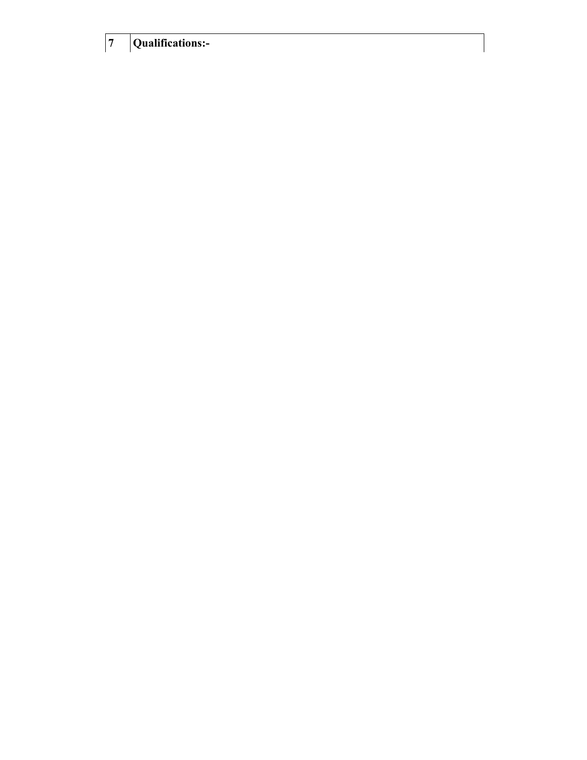| 7 | **Qualifications:-** |
|---|---|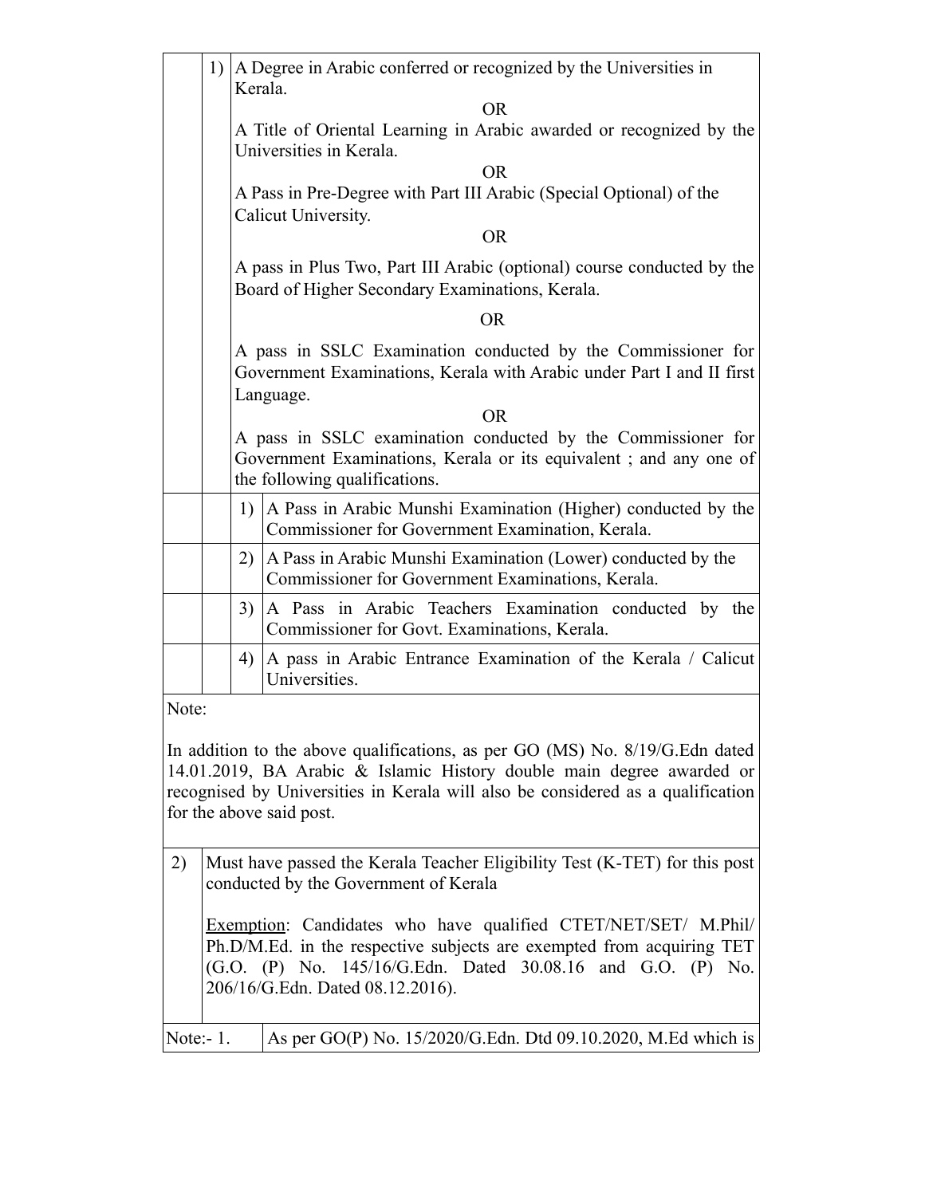| | | |
|---|---|---|
| | 1) | A Degree in Arabic conferred or recognized by the Universities in Kerala.<br><br>OR<br><br>A Title of Oriental Learning in Arabic awarded or recognized by the Universities in Kerala.<br><br>OR<br><br>A Pass in Pre-Degree with Part III Arabic (Special Optional) of the Calicut University.<br><br>OR<br><br>A pass in Plus Two, Part III Arabic (optional) course conducted by the Board of Higher Secondary Examinations, Kerala.<br><br>OR<br><br>A pass in SSLC Examination conducted by the Commissioner for Government Examinations, Kerala with Arabic under Part I and II first Language.<br><br>OR<br><br>A pass in SSLC examination conducted by the Commissioner for Government Examinations, Kerala or its equivalent ; and any one of the following qualifications. |
| | | 1) A Pass in Arabic Munshi Examination (Higher) conducted by the Commissioner for Government Examination, Kerala. |
| | | 2) A Pass in Arabic Munshi Examination (Lower) conducted by the Commissioner for Government Examinations, Kerala. |
| | | 3) A Pass in Arabic Teachers Examination conducted by the Commissioner for Govt. Examinations, Kerala. |
| | | 4) A pass in Arabic Entrance Examination of the Kerala / Calicut Universities. |

Note:

In addition to the above qualifications, as per GO (MS) No. 8/19/G.Edn dated 14.01.2019, BA Arabic & Islamic History double main degree awarded or recognised by Universities in Kerala will also be considered as a qualification for the above said post.

| | |
|---|---|
| 2) | Must have passed the Kerala Teacher Eligibility Test (K-TET) for this post conducted by the Government of Kerala<br><br>Exemption: Candidates who have qualified CTET/NET/SET/ M.Phil/ Ph.D/M.Ed. in the respective subjects are exempted from acquiring TET (G.O. (P) No. 145/16/G.Edn. Dated 30.08.16 and G.O. (P) No. 206/16/G.Edn. Dated 08.12.2016). |
| Note:- 1. | As per GO(P) No. 15/2020/G.Edn. Dtd 09.10.2020, M.Ed which is |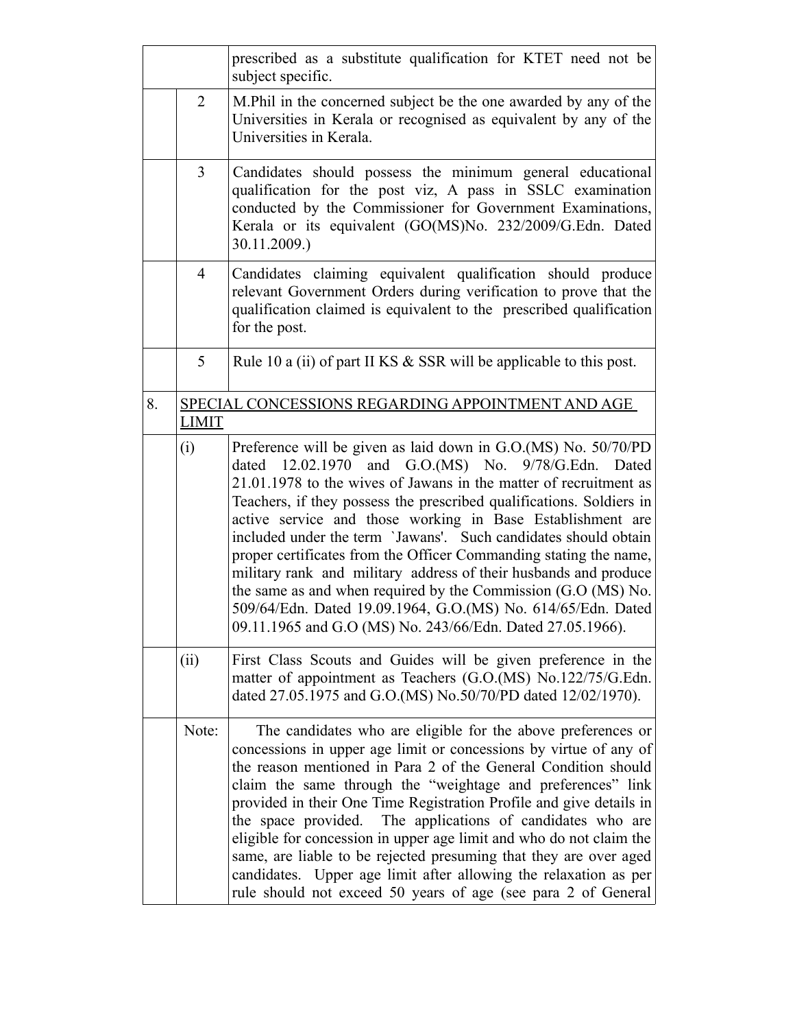| | | |
|---|---|---|
| | | prescribed as a substitute qualification for KTET need not be subject specific. |
| | 2 | M.Phil in the concerned subject be the one awarded by any of the Universities in Kerala or recognised as equivalent by any of the Universities in Kerala. |
| | 3 | Candidates should possess the minimum general educational qualification for the post viz, A pass in SSLC examination conducted by the Commissioner for Government Examinations, Kerala or its equivalent (GO(MS)No. 232/2009/G.Edn. Dated 30.11.2009.) |
| | 4 | Candidates claiming equivalent qualification should produce relevant Government Orders during verification to prove that the qualification claimed is equivalent to the prescribed qualification for the post. |
| | 5 | Rule 10 a (ii) of part II KS & SSR will be applicable to this post. |
| 8. | SPECIAL CONCESSIONS REGARDING APPOINTMENT AND AGE LIMIT | |
| | (i) | Preference will be given as laid down in G.O.(MS) No. 50/70/PD dated 12.02.1970 and G.O.(MS) No. 9/78/G.Edn. Dated 21.01.1978 to the wives of Jawans in the matter of recruitment as Teachers, if they possess the prescribed qualifications. Soldiers in active service and those working in Base Establishment are included under the term `Jawans'. Such candidates should obtain proper certificates from the Officer Commanding stating the name, military rank and military address of their husbands and produce the same as and when required by the Commission (G.O (MS) No. 509/64/Edn. Dated 19.09.1964, G.O.(MS) No. 614/65/Edn. Dated 09.11.1965 and G.O (MS) No. 243/66/Edn. Dated 27.05.1966). |
| | (ii) | First Class Scouts and Guides will be given preference in the matter of appointment as Teachers (G.O.(MS) No.122/75/G.Edn. dated 27.05.1975 and G.O.(MS) No.50/70/PD dated 12/02/1970). |
| | Note: | The candidates who are eligible for the above preferences or concessions in upper age limit or concessions by virtue of any of the reason mentioned in Para 2 of the General Condition should claim the same through the "weightage and preferences" link provided in their One Time Registration Profile and give details in the space provided. The applications of candidates who are eligible for concession in upper age limit and who do not claim the same, are liable to be rejected presuming that they are over aged candidates. Upper age limit after allowing the relaxation as per rule should not exceed 50 years of age (see para 2 of General |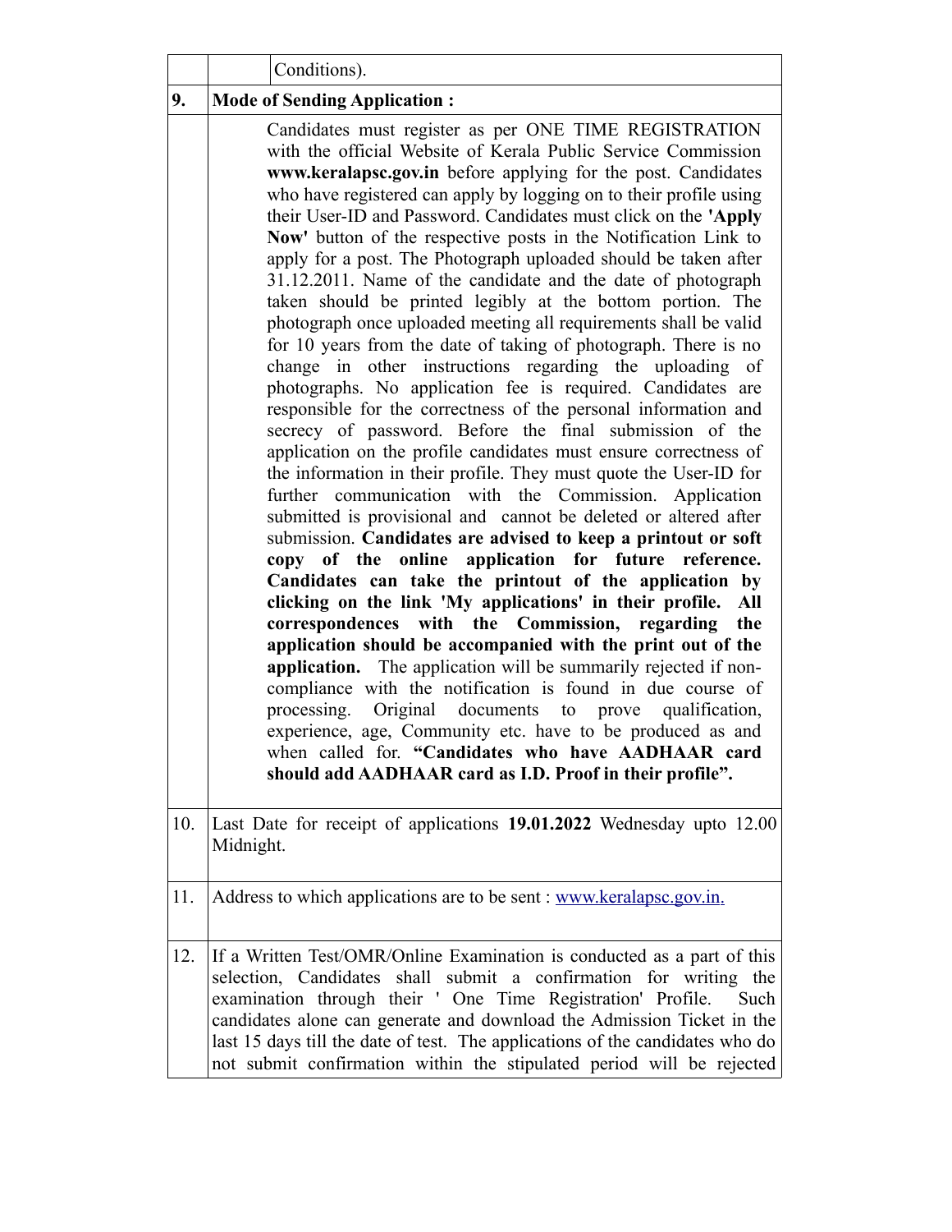| | |
|---|---|
| | Conditions). |
| **9.** | **Mode of Sending Application :** |
| | Candidates must register as per ONE TIME REGISTRATION with the official Website of Kerala Public Service Commission **www.keralapsc.gov.in** before applying for the post. Candidates who have registered can apply by logging on to their profile using their User-ID and Password. Candidates must click on the **'Apply Now'** button of the respective posts in the Notification Link to apply for a post. The Photograph uploaded should be taken after 31.12.2011. Name of the candidate and the date of photograph taken should be printed legibly at the bottom portion. The photograph once uploaded meeting all requirements shall be valid for 10 years from the date of taking of photograph. There is no change in other instructions regarding the uploading of photographs. No application fee is required. Candidates are responsible for the correctness of the personal information and secrecy of password. Before the final submission of the application on the profile candidates must ensure correctness of the information in their profile. They must quote the User-ID for further communication with the Commission. Application submitted is provisional and cannot be deleted or altered after submission. **Candidates are advised to keep a printout or soft copy of the online application for future reference. Candidates can take the printout of the application by clicking on the link 'My applications' in their profile. All correspondences with the Commission, regarding the application should be accompanied with the print out of the application.** The application will be summarily rejected if non-compliance with the notification is found in due course of processing. Original documents to prove qualification, experience, age, Community etc. have to be produced as and when called for. **"Candidates who have AADHAAR card should add AADHAAR card as I.D. Proof in their profile".** |
| 10. | Last Date for receipt of applications **19.01.2022** Wednesday upto 12.00 Midnight. |
| 11. | Address to which applications are to be sent : www.keralapsc.gov.in. |
| 12. | If a Written Test/OMR/Online Examination is conducted as a part of this selection, Candidates shall submit a confirmation for writing the examination through their ' One Time Registration' Profile. Such candidates alone can generate and download the Admission Ticket in the last 15 days till the date of test. The applications of the candidates who do not submit confirmation within the stipulated period will be rejected |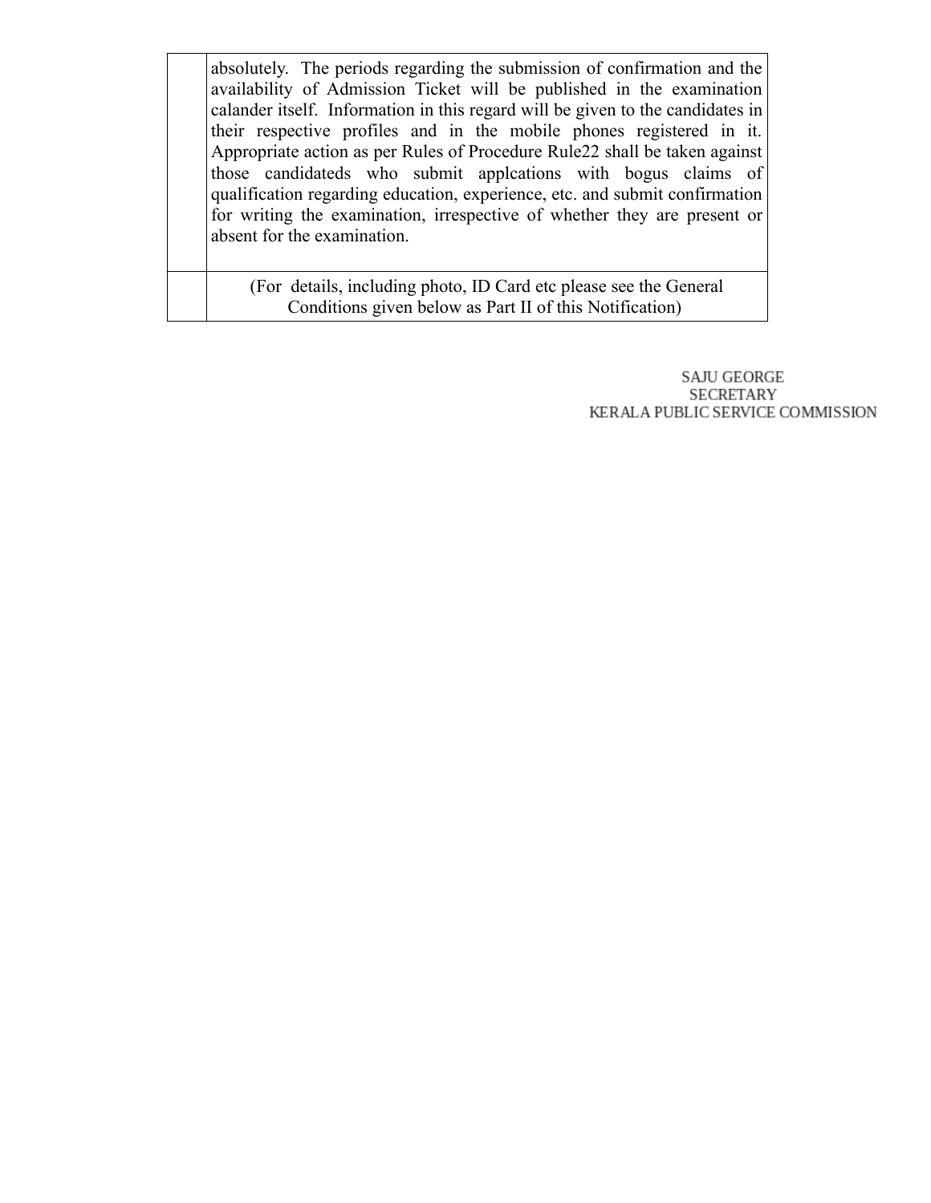| | |
|---|---|
| | absolutely. The periods regarding the submission of confirmation and the availability of Admission Ticket will be published in the examination calander itself. Information in this regard will be given to the candidates in their respective profiles and in the mobile phones registered in it. Appropriate action as per Rules of Procedure Rule22 shall be taken against those candidateds who submit applcations with bogus claims of qualification regarding education, experience, etc. and submit confirmation for writing the examination, irrespective of whether they are present or absent for the examination. |
| | (For details, including photo, ID Card etc please see the General Conditions given below as Part II of this Notification) |

SAJU GEORGE
SECRETARY
KERALA PUBLIC SERVICE COMMISSION